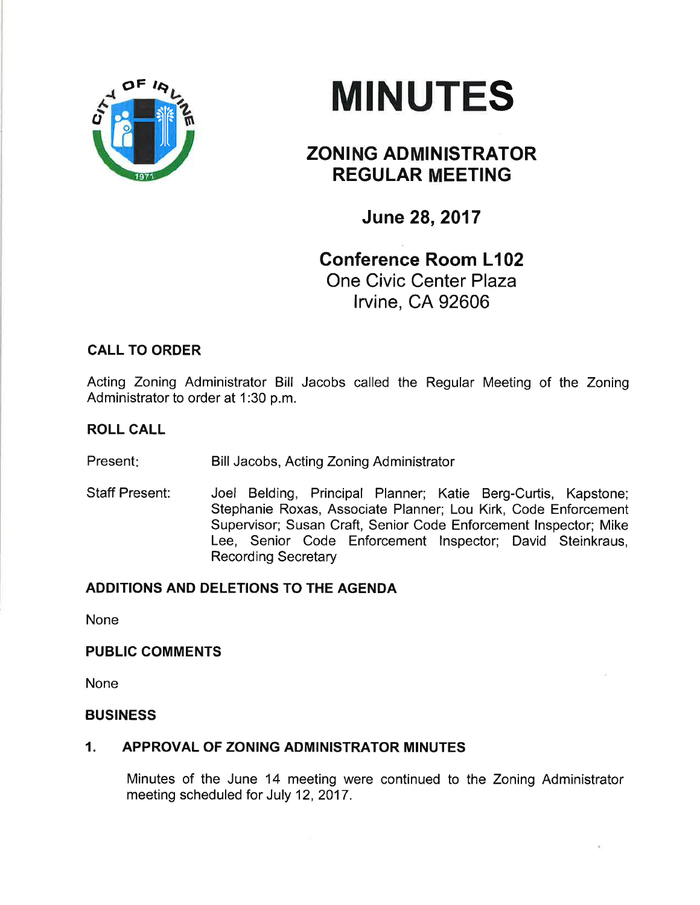# MINUTES

## ZONING ADMINISTRATOR REGULAR MEETING

### June 28, 2017

### Conference Room L102

One Civic Center Plaza
Irvine, CA 92606

**CALL TO ORDER**

Acting Zoning Administrator Bill Jacobs called the Regular Meeting of the Zoning Administrator to order at 1:30 p.m.

**ROLL CALL**

Present: Bill Jacobs, Acting Zoning Administrator

Staff Present: Joel Belding, Principal Planner; Katie Berg-Curtis, Kapstone; Stephanie Roxas, Associate Planner; Lou Kirk, Code Enforcement Supervisor; Susan Craft, Senior Code Enforcement Inspector; Mike Lee, Senior Code Enforcement Inspector; David Steinkraus, Recording Secretary

**ADDITIONS AND DELETIONS TO THE AGENDA**

None

**PUBLIC COMMENTS**

None

**BUSINESS**

**1. APPROVAL OF ZONING ADMINISTRATOR MINUTES**

Minutes of the June 14 meeting were continued to the Zoning Administrator meeting scheduled for July 12, 2017.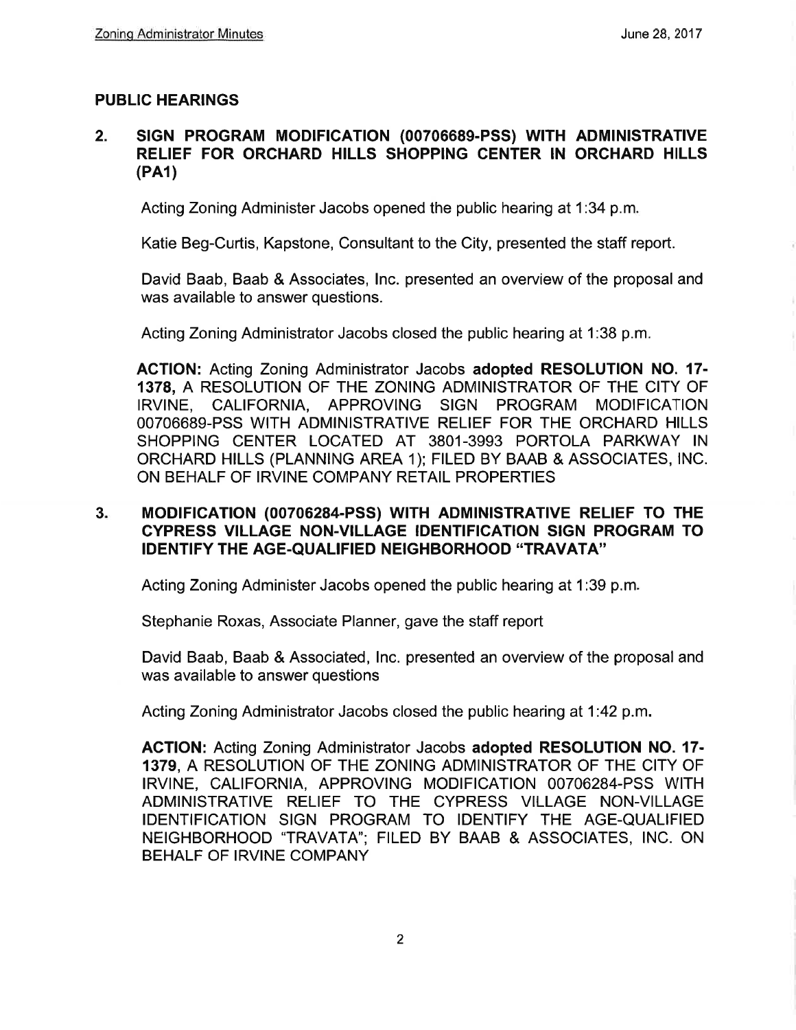## PUBLIC HEARINGS

**2. SIGN PROGRAM MODIFICATION (00706689-PSS) WITH ADMINISTRATIVE RELIEF FOR ORCHARD HILLS SHOPPING CENTER IN ORCHARD HILLS (PA1)**

Acting Zoning Administer Jacobs opened the public hearing at 1:34 p.m.

Katie Beg-Curtis, Kapstone, Consultant to the City, presented the staff report.

David Baab, Baab & Associates, Inc. presented an overview of the proposal and was available to answer questions.

Acting Zoning Administrator Jacobs closed the public hearing at 1:38 p.m.

**ACTION:** Acting Zoning Administrator Jacobs **adopted RESOLUTION NO. 17-1378,** A RESOLUTION OF THE ZONING ADMINISTRATOR OF THE CITY OF IRVINE, CALIFORNIA, APPROVING SIGN PROGRAM MODIFICATION 00706689-PSS WITH ADMINISTRATIVE RELIEF FOR THE ORCHARD HILLS SHOPPING CENTER LOCATED AT 3801-3993 PORTOLA PARKWAY IN ORCHARD HILLS (PLANNING AREA 1); FILED BY BAAB & ASSOCIATES, INC. ON BEHALF OF IRVINE COMPANY RETAIL PROPERTIES

**3. MODIFICATION (00706284-PSS) WITH ADMINISTRATIVE RELIEF TO THE CYPRESS VILLAGE NON-VILLAGE IDENTIFICATION SIGN PROGRAM TO IDENTIFY THE AGE-QUALIFIED NEIGHBORHOOD "TRAVATA"**

Acting Zoning Administer Jacobs opened the public hearing at 1:39 p.m.

Stephanie Roxas, Associate Planner, gave the staff report

David Baab, Baab & Associated, Inc. presented an overview of the proposal and was available to answer questions

Acting Zoning Administrator Jacobs closed the public hearing at 1:42 p.m.

**ACTION:** Acting Zoning Administrator Jacobs **adopted RESOLUTION NO. 17-1379,** A RESOLUTION OF THE ZONING ADMINISTRATOR OF THE CITY OF IRVINE, CALIFORNIA, APPROVING MODIFICATION 00706284-PSS WITH ADMINISTRATIVE RELIEF TO THE CYPRESS VILLAGE NON-VILLAGE IDENTIFICATION SIGN PROGRAM TO IDENTIFY THE AGE-QUALIFIED NEIGHBORHOOD "TRAVATA"; FILED BY BAAB & ASSOCIATES, INC. ON BEHALF OF IRVINE COMPANY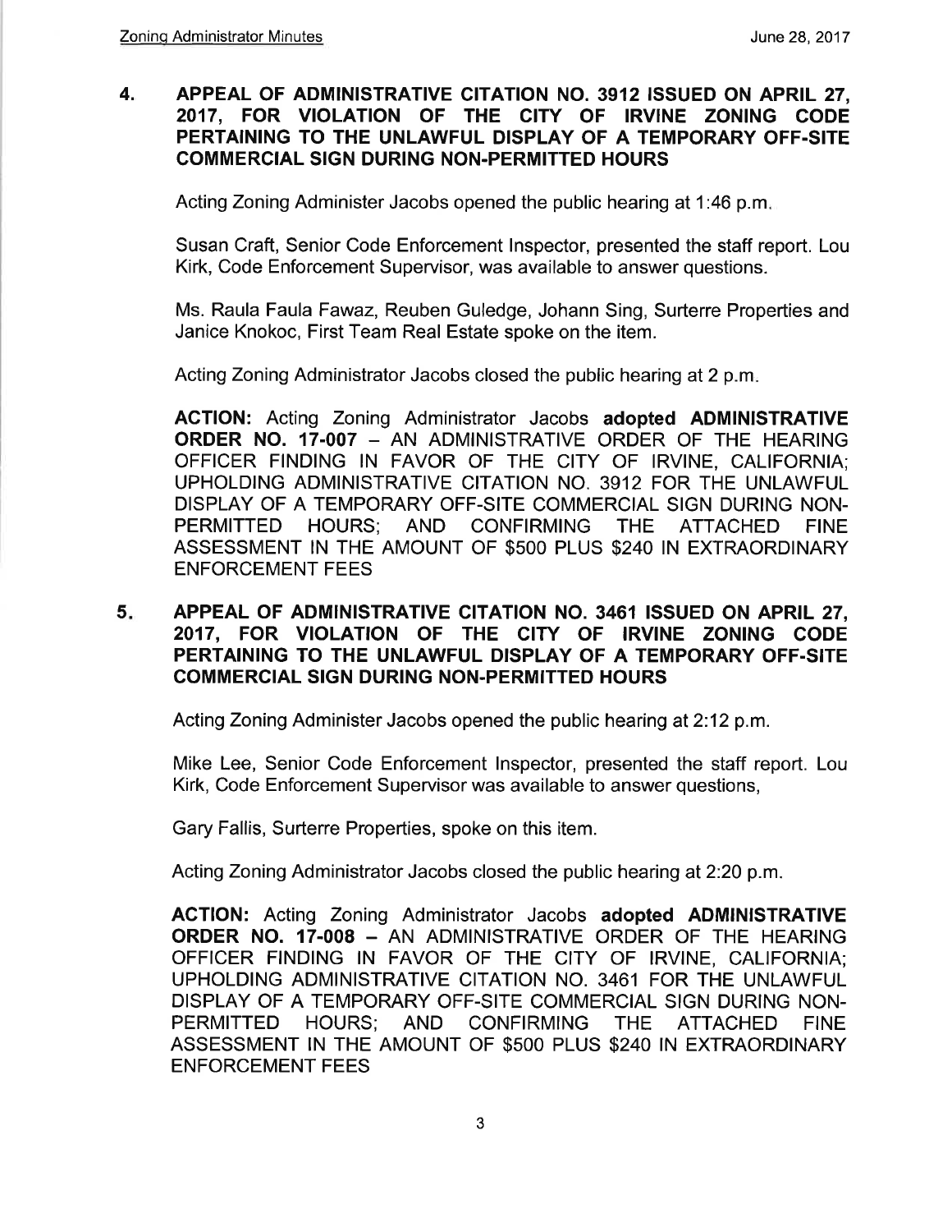**4. APPEAL OF ADMINISTRATIVE CITATION NO. 3912 ISSUED ON APRIL 27, 2017, FOR VIOLATION OF THE CITY OF IRVINE ZONING CODE PERTAINING TO THE UNLAWFUL DISPLAY OF A TEMPORARY OFF-SITE COMMERCIAL SIGN DURING NON-PERMITTED HOURS**

Acting Zoning Administer Jacobs opened the public hearing at 1:46 p.m.

Susan Craft, Senior Code Enforcement Inspector, presented the staff report. Lou Kirk, Code Enforcement Supervisor, was available to answer questions.

Ms. Raula Faula Fawaz, Reuben Guledge, Johann Sing, Surterre Properties and Janice Knokoc, First Team Real Estate spoke on the item.

Acting Zoning Administrator Jacobs closed the public hearing at 2 p.m.

**ACTION:** Acting Zoning Administrator Jacobs **adopted ADMINISTRATIVE ORDER NO. 17-007** – AN ADMINISTRATIVE ORDER OF THE HEARING OFFICER FINDING IN FAVOR OF THE CITY OF IRVINE, CALIFORNIA; UPHOLDING ADMINISTRATIVE CITATION NO. 3912 FOR THE UNLAWFUL DISPLAY OF A TEMPORARY OFF-SITE COMMERCIAL SIGN DURING NON-PERMITTED HOURS; AND CONFIRMING THE ATTACHED FINE ASSESSMENT IN THE AMOUNT OF $500 PLUS $240 IN EXTRAORDINARY ENFORCEMENT FEES

**5. APPEAL OF ADMINISTRATIVE CITATION NO. 3461 ISSUED ON APRIL 27, 2017, FOR VIOLATION OF THE CITY OF IRVINE ZONING CODE PERTAINING TO THE UNLAWFUL DISPLAY OF A TEMPORARY OFF-SITE COMMERCIAL SIGN DURING NON-PERMITTED HOURS**

Acting Zoning Administer Jacobs opened the public hearing at 2:12 p.m.

Mike Lee, Senior Code Enforcement Inspector, presented the staff report. Lou Kirk, Code Enforcement Supervisor was available to answer questions,

Gary Fallis, Surterre Properties, spoke on this item.

Acting Zoning Administrator Jacobs closed the public hearing at 2:20 p.m.

**ACTION:** Acting Zoning Administrator Jacobs **adopted ADMINISTRATIVE ORDER NO. 17-008** – AN ADMINISTRATIVE ORDER OF THE HEARING OFFICER FINDING IN FAVOR OF THE CITY OF IRVINE, CALIFORNIA; UPHOLDING ADMINISTRATIVE CITATION NO. 3461 FOR THE UNLAWFUL DISPLAY OF A TEMPORARY OFF-SITE COMMERCIAL SIGN DURING NON-PERMITTED HOURS; AND CONFIRMING THE ATTACHED FINE ASSESSMENT IN THE AMOUNT OF $500 PLUS $240 IN EXTRAORDINARY ENFORCEMENT FEES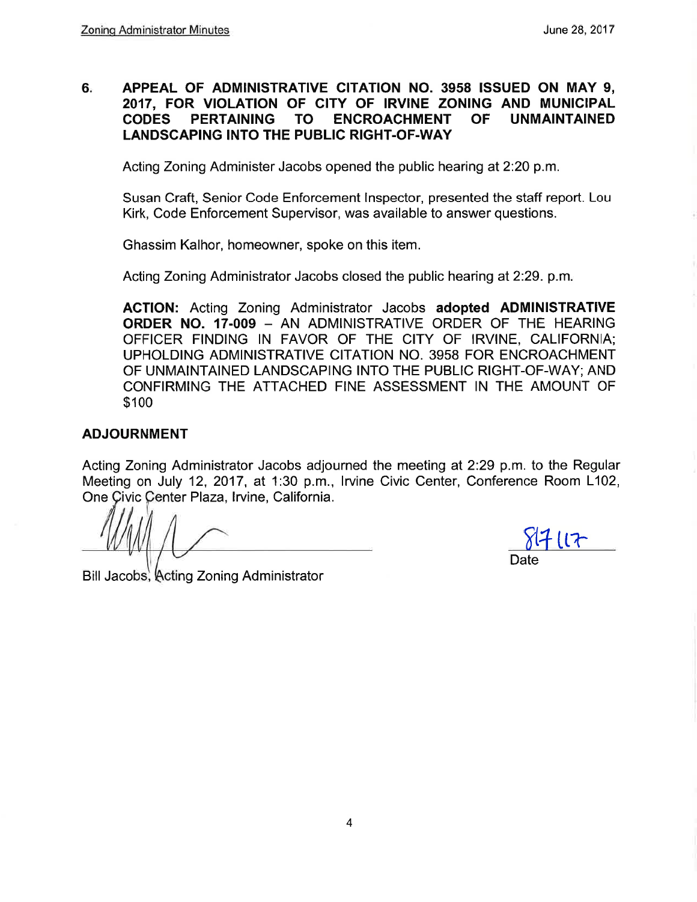6. **APPEAL OF ADMINISTRATIVE CITATION NO. 3958 ISSUED ON MAY 9, 2017, FOR VIOLATION OF CITY OF IRVINE ZONING AND MUNICIPAL CODES PERTAINING TO ENCROACHMENT OF UNMAINTAINED LANDSCAPING INTO THE PUBLIC RIGHT-OF-WAY**

   Acting Zoning Administer Jacobs opened the public hearing at 2:20 p.m.

   Susan Craft, Senior Code Enforcement Inspector, presented the staff report. Lou Kirk, Code Enforcement Supervisor, was available to answer questions.

   Ghassim Kalhor, homeowner, spoke on this item.

   Acting Zoning Administrator Jacobs closed the public hearing at 2:29. p.m.

   **ACTION:** Acting Zoning Administrator Jacobs **adopted ADMINISTRATIVE ORDER NO. 17-009** – AN ADMINISTRATIVE ORDER OF THE HEARING OFFICER FINDING IN FAVOR OF THE CITY OF IRVINE, CALIFORNIA; UPHOLDING ADMINISTRATIVE CITATION NO. 3958 FOR ENCROACHMENT OF UNMAINTAINED LANDSCAPING INTO THE PUBLIC RIGHT-OF-WAY; AND CONFIRMING THE ATTACHED FINE ASSESSMENT IN THE AMOUNT OF $100

## ADJOURNMENT

Acting Zoning Administrator Jacobs adjourned the meeting at 2:29 p.m. to the Regular Meeting on July 12, 2017, at 1:30 p.m., Irvine Civic Center, Conference Room L102, One Civic Center Plaza, Irvine, California.

Bill Jacobs, Acting Zoning Administrator

8/7/17
Date